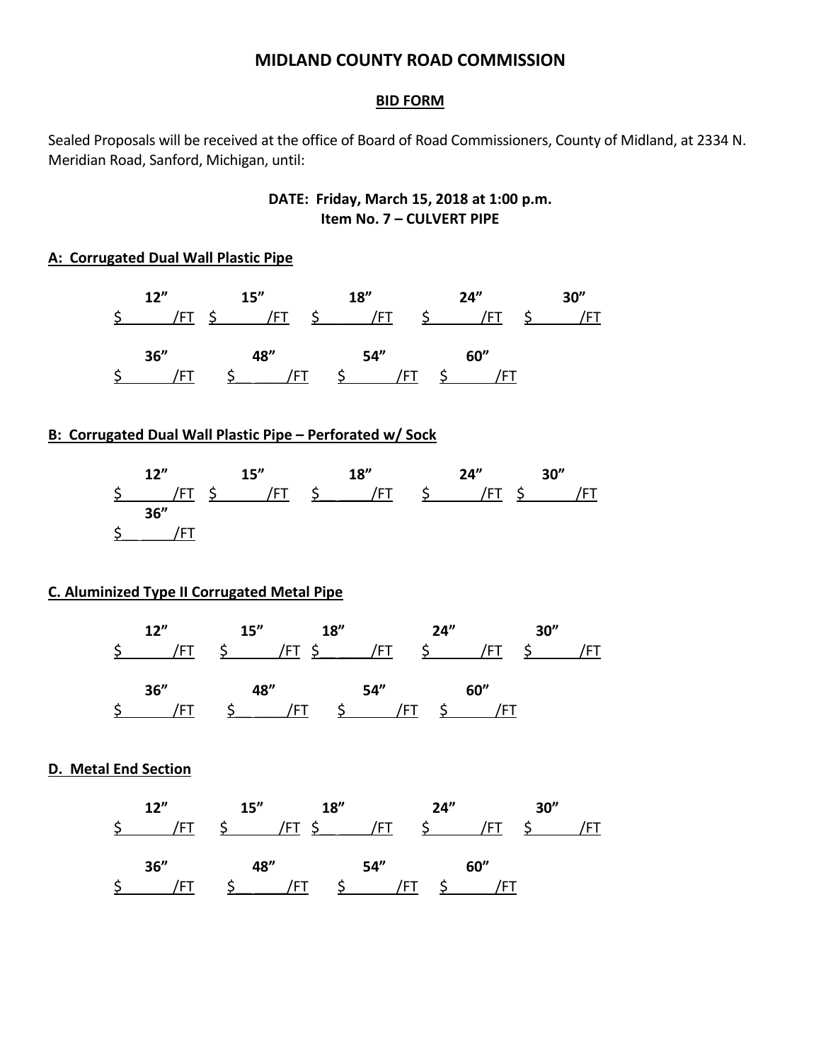# MIDLAND COUNTY ROAD COMMISSION

## BID FORM

Sealed Proposals will be received at the office of Board of Road Commissioners, County of Midland, at 2334 N. Meridian Road, Sanford, Michigan, until:

**DATE: Friday, March 15, 2018 at 1:00 p.m.**
**Item No. 7 – CULVERT PIPE**

### A: Corrugated Dual Wall Plastic Pipe

| 12” | 15” | 18” | 24” | 30” |
|---|---|---|---|---|
| $\_\_\_\_\_\_/FT | $\_\_\_\_\_\_/FT | $\_\_\_\_\_\_/FT | $\_\_\_\_\_\_/FT | $\_\_\_\_\_\_/FT |

| 36” | 48” | 54” | 60” |
|---|---|---|---|
| $\_\_\_\_\_\_/FT | $\_\_\_\_\_\_/FT | $\_\_\_\_\_\_/FT | $\_\_\_\_\_\_/FT |

### B: Corrugated Dual Wall Plastic Pipe – Perforated w/ Sock

| 12” | 15” | 18” | 24” | 30” |
|---|---|---|---|---|
| $\_\_\_\_\_\_/FT | $\_\_\_\_\_\_/FT | $\_\_\_\_\_\_/FT | $\_\_\_\_\_\_/FT | $\_\_\_\_\_\_/FT |

| 36” |
|---|
| $\_\_\_\_\_\_/FT |

### C. Aluminized Type II Corrugated Metal Pipe

| 12” | 15” | 18” | 24” | 30” |
|---|---|---|---|---|
| $\_\_\_\_\_\_/FT | $\_\_\_\_\_\_/FT | $\_\_\_\_\_\_/FT | $\_\_\_\_\_\_/FT | $\_\_\_\_\_\_/FT |

| 36” | 48” | 54” | 60” |
|---|---|---|---|
| $\_\_\_\_\_\_/FT | $\_\_\_\_\_\_/FT | $\_\_\_\_\_\_/FT | $\_\_\_\_\_\_/FT |

### D. Metal End Section

| 12” | 15” | 18” | 24” | 30” |
|---|---|---|---|---|
| $\_\_\_\_\_\_/FT | $\_\_\_\_\_\_/FT | $\_\_\_\_\_\_/FT | $\_\_\_\_\_\_/FT | $\_\_\_\_\_\_/FT |

| 36” | 48” | 54” | 60” |
|---|---|---|---|
| $\_\_\_\_\_\_/FT | $\_\_\_\_\_\_/FT | $\_\_\_\_\_\_/FT | $\_\_\_\_\_\_/FT |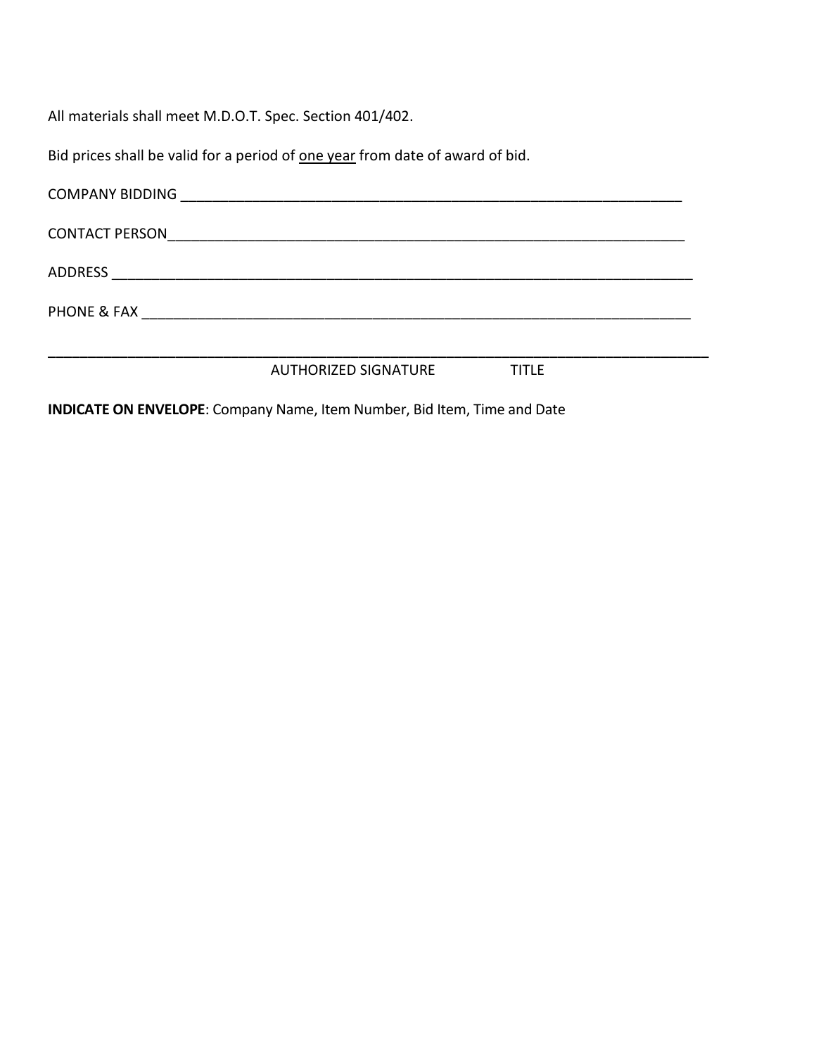All materials shall meet M.D.O.T. Spec. Section 401/402.

Bid prices shall be valid for a period of <u>one year</u> from date of award of bid.

COMPANY BIDDING ____________________________________________________________

CONTACT PERSON______________________________________________________________

ADDRESS ____________________________________________________________________

PHONE & FAX _________________________________________________________________

______________________________________________________________________________

AUTHORIZED SIGNATURE TITLE

**INDICATE ON ENVELOPE**: Company Name, Item Number, Bid Item, Time and Date